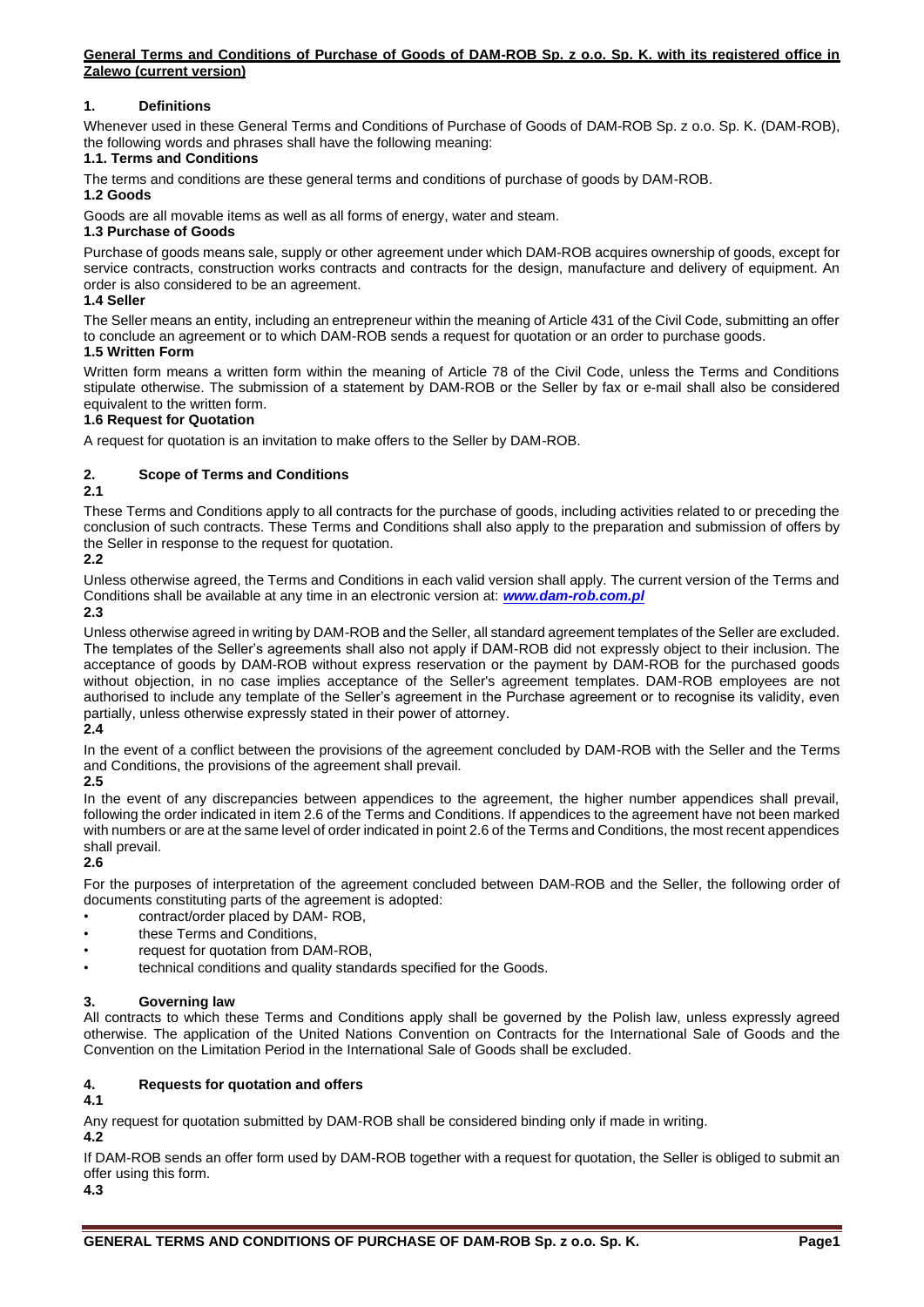**General Terms and Conditions of Purchase of Goods of DAM-ROB Sp. z o.o. Sp. K. with its registered office in Zalewo (current version)**

## 1. Definitions

Whenever used in these General Terms and Conditions of Purchase of Goods of DAM-ROB Sp. z o.o. Sp. K. (DAM-ROB), the following words and phrases shall have the following meaning:

### 1.1. Terms and Conditions

The terms and conditions are these general terms and conditions of purchase of goods by DAM-ROB.

### 1.2 Goods

Goods are all movable items as well as all forms of energy, water and steam.

### 1.3 Purchase of Goods

Purchase of goods means sale, supply or other agreement under which DAM-ROB acquires ownership of goods, except for service contracts, construction works contracts and contracts for the design, manufacture and delivery of equipment. An order is also considered to be an agreement.

### 1.4 Seller

The Seller means an entity, including an entrepreneur within the meaning of Article 431 of the Civil Code, submitting an offer to conclude an agreement or to which DAM-ROB sends a request for quotation or an order to purchase goods.

### 1.5 Written Form

Written form means a written form within the meaning of Article 78 of the Civil Code, unless the Terms and Conditions stipulate otherwise. The submission of a statement by DAM-ROB or the Seller by fax or e-mail shall also be considered equivalent to the written form.

### 1.6 Request for Quotation

A request for quotation is an invitation to make offers to the Seller by DAM-ROB.

## 2. Scope of Terms and Conditions

**2.1**

These Terms and Conditions apply to all contracts for the purchase of goods, including activities related to or preceding the conclusion of such contracts. These Terms and Conditions shall also apply to the preparation and submission of offers by the Seller in response to the request for quotation.

**2.2**

Unless otherwise agreed, the Terms and Conditions in each valid version shall apply. The current version of the Terms and Conditions shall be available at any time in an electronic version at: ***www.dam-rob.com.pl***

**2.3**

Unless otherwise agreed in writing by DAM-ROB and the Seller, all standard agreement templates of the Seller are excluded. The templates of the Seller's agreements shall also not apply if DAM-ROB did not expressly object to their inclusion. The acceptance of goods by DAM-ROB without express reservation or the payment by DAM-ROB for the purchased goods without objection, in no case implies acceptance of the Seller's agreement templates. DAM-ROB employees are not authorised to include any template of the Seller's agreement in the Purchase agreement or to recognise its validity, even partially, unless otherwise expressly stated in their power of attorney.

**2.4**

In the event of a conflict between the provisions of the agreement concluded by DAM-ROB with the Seller and the Terms and Conditions, the provisions of the agreement shall prevail.

**2.5**

In the event of any discrepancies between appendices to the agreement, the higher number appendices shall prevail, following the order indicated in item 2.6 of the Terms and Conditions. If appendices to the agreement have not been marked with numbers or are at the same level of order indicated in point 2.6 of the Terms and Conditions, the most recent appendices shall prevail.

**2.6**

For the purposes of interpretation of the agreement concluded between DAM-ROB and the Seller, the following order of documents constituting parts of the agreement is adopted:

- contract/order placed by DAM- ROB,
- these Terms and Conditions,
- request for quotation from DAM-ROB,
- technical conditions and quality standards specified for the Goods.

## 3. Governing law

All contracts to which these Terms and Conditions apply shall be governed by the Polish law, unless expressly agreed otherwise. The application of the United Nations Convention on Contracts for the International Sale of Goods and the Convention on the Limitation Period in the International Sale of Goods shall be excluded.

## 4. Requests for quotation and offers

**4.1**

Any request for quotation submitted by DAM-ROB shall be considered binding only if made in writing.

**4.2**

If DAM-ROB sends an offer form used by DAM-ROB together with a request for quotation, the Seller is obliged to submit an offer using this form.

**4.3**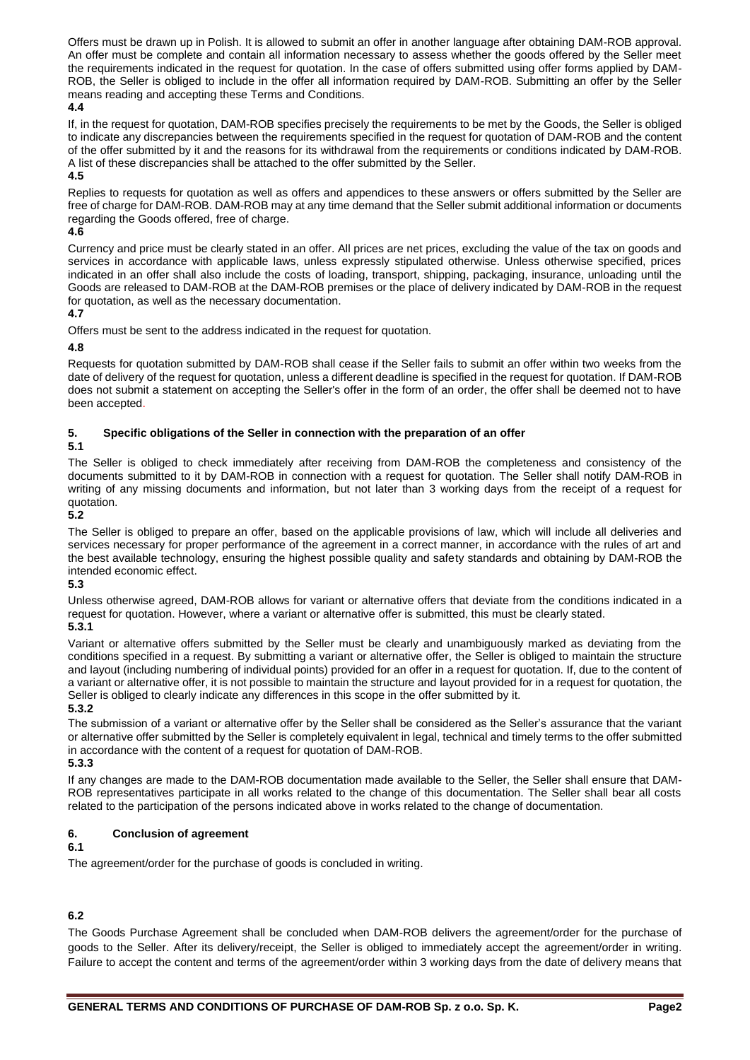Offers must be drawn up in Polish. It is allowed to submit an offer in another language after obtaining DAM-ROB approval. An offer must be complete and contain all information necessary to assess whether the goods offered by the Seller meet the requirements indicated in the request for quotation. In the case of offers submitted using offer forms applied by DAM-ROB, the Seller is obliged to include in the offer all information required by DAM-ROB. Submitting an offer by the Seller means reading and accepting these Terms and Conditions.

**4.4**

If, in the request for quotation, DAM-ROB specifies precisely the requirements to be met by the Goods, the Seller is obliged to indicate any discrepancies between the requirements specified in the request for quotation of DAM-ROB and the content of the offer submitted by it and the reasons for its withdrawal from the requirements or conditions indicated by DAM-ROB. A list of these discrepancies shall be attached to the offer submitted by the Seller.

**4.5**

Replies to requests for quotation as well as offers and appendices to these answers or offers submitted by the Seller are free of charge for DAM-ROB. DAM-ROB may at any time demand that the Seller submit additional information or documents regarding the Goods offered, free of charge.

**4.6**

Currency and price must be clearly stated in an offer. All prices are net prices, excluding the value of the tax on goods and services in accordance with applicable laws, unless expressly stipulated otherwise. Unless otherwise specified, prices indicated in an offer shall also include the costs of loading, transport, shipping, packaging, insurance, unloading until the Goods are released to DAM-ROB at the DAM-ROB premises or the place of delivery indicated by DAM-ROB in the request for quotation, as well as the necessary documentation.

**4.7**

Offers must be sent to the address indicated in the request for quotation.

**4.8**

Requests for quotation submitted by DAM-ROB shall cease if the Seller fails to submit an offer within two weeks from the date of delivery of the request for quotation, unless a different deadline is specified in the request for quotation. If DAM-ROB does not submit a statement on accepting the Seller's offer in the form of an order, the offer shall be deemed not to have been accepted.

## 5. Specific obligations of the Seller in connection with the preparation of an offer

**5.1**

The Seller is obliged to check immediately after receiving from DAM-ROB the completeness and consistency of the documents submitted to it by DAM-ROB in connection with a request for quotation. The Seller shall notify DAM-ROB in writing of any missing documents and information, but not later than 3 working days from the receipt of a request for quotation.

**5.2**

The Seller is obliged to prepare an offer, based on the applicable provisions of law, which will include all deliveries and services necessary for proper performance of the agreement in a correct manner, in accordance with the rules of art and the best available technology, ensuring the highest possible quality and safety standards and obtaining by DAM-ROB the intended economic effect.

**5.3**

Unless otherwise agreed, DAM-ROB allows for variant or alternative offers that deviate from the conditions indicated in a request for quotation. However, where a variant or alternative offer is submitted, this must be clearly stated.

**5.3.1**

Variant or alternative offers submitted by the Seller must be clearly and unambiguously marked as deviating from the conditions specified in a request. By submitting a variant or alternative offer, the Seller is obliged to maintain the structure and layout (including numbering of individual points) provided for an offer in a request for quotation. If, due to the content of a variant or alternative offer, it is not possible to maintain the structure and layout provided for in a request for quotation, the Seller is obliged to clearly indicate any differences in this scope in the offer submitted by it.

**5.3.2**

The submission of a variant or alternative offer by the Seller shall be considered as the Seller's assurance that the variant or alternative offer submitted by the Seller is completely equivalent in legal, technical and timely terms to the offer submitted in accordance with the content of a request for quotation of DAM-ROB.

**5.3.3**

If any changes are made to the DAM-ROB documentation made available to the Seller, the Seller shall ensure that DAM-ROB representatives participate in all works related to the change of this documentation. The Seller shall bear all costs related to the participation of the persons indicated above in works related to the change of documentation.

## 6. Conclusion of agreement

**6.1**

The agreement/order for the purchase of goods is concluded in writing.

**6.2**

The Goods Purchase Agreement shall be concluded when DAM-ROB delivers the agreement/order for the purchase of goods to the Seller. After its delivery/receipt, the Seller is obliged to immediately accept the agreement/order in writing. Failure to accept the content and terms of the agreement/order within 3 working days from the date of delivery means that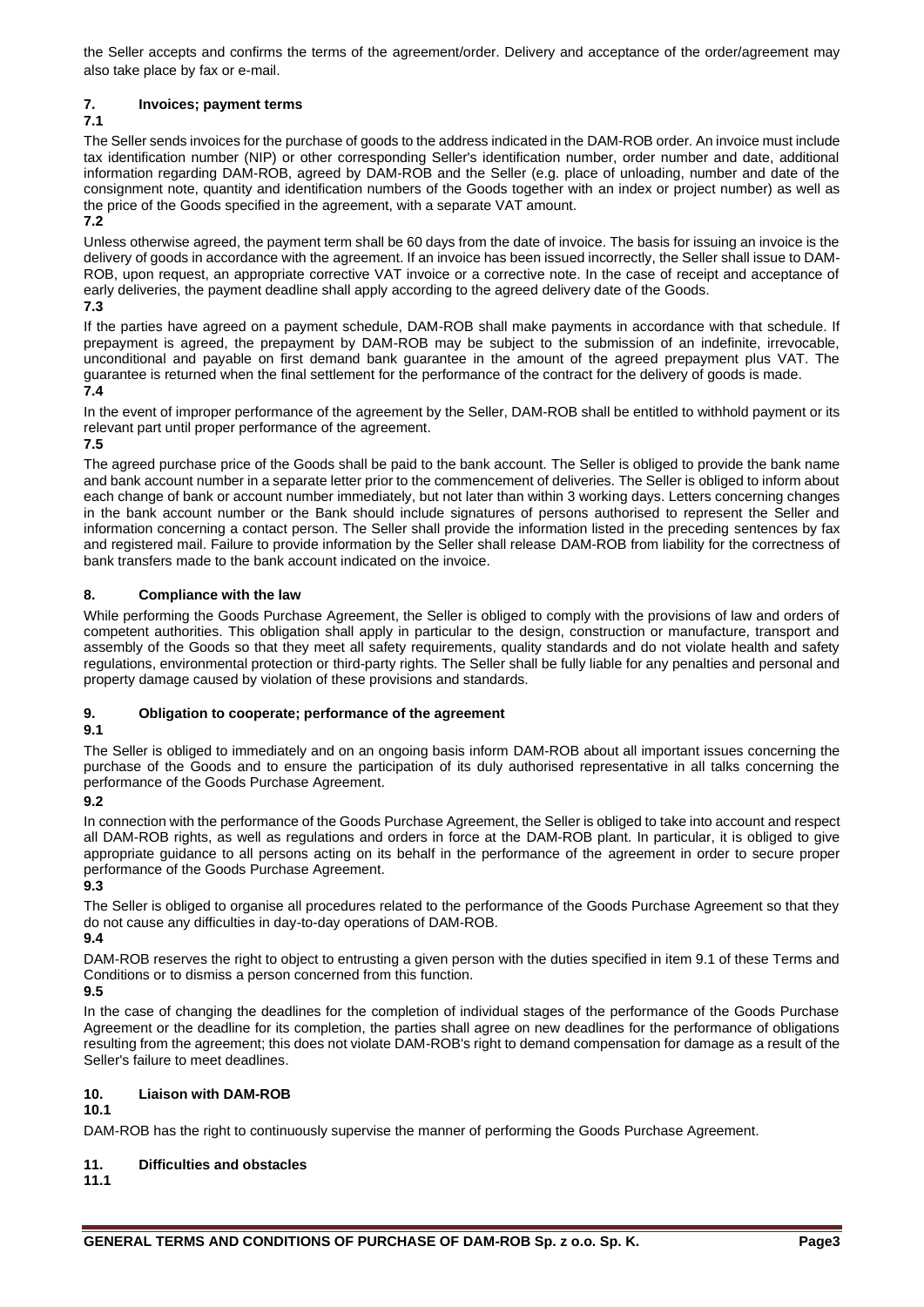the Seller accepts and confirms the terms of the agreement/order. Delivery and acceptance of the order/agreement may also take place by fax or e-mail.

## 7. Invoices; payment terms

**7.1**

The Seller sends invoices for the purchase of goods to the address indicated in the DAM-ROB order. An invoice must include tax identification number (NIP) or other corresponding Seller's identification number, order number and date, additional information regarding DAM-ROB, agreed by DAM-ROB and the Seller (e.g. place of unloading, number and date of the consignment note, quantity and identification numbers of the Goods together with an index or project number) as well as the price of the Goods specified in the agreement, with a separate VAT amount.

**7.2**

Unless otherwise agreed, the payment term shall be 60 days from the date of invoice. The basis for issuing an invoice is the delivery of goods in accordance with the agreement. If an invoice has been issued incorrectly, the Seller shall issue to DAM-ROB, upon request, an appropriate corrective VAT invoice or a corrective note. In the case of receipt and acceptance of early deliveries, the payment deadline shall apply according to the agreed delivery date of the Goods.

**7.3**

If the parties have agreed on a payment schedule, DAM-ROB shall make payments in accordance with that schedule. If prepayment is agreed, the prepayment by DAM-ROB may be subject to the submission of an indefinite, irrevocable, unconditional and payable on first demand bank guarantee in the amount of the agreed prepayment plus VAT. The guarantee is returned when the final settlement for the performance of the contract for the delivery of goods is made.

**7.4**

In the event of improper performance of the agreement by the Seller, DAM-ROB shall be entitled to withhold payment or its relevant part until proper performance of the agreement.

**7.5**

The agreed purchase price of the Goods shall be paid to the bank account. The Seller is obliged to provide the bank name and bank account number in a separate letter prior to the commencement of deliveries. The Seller is obliged to inform about each change of bank or account number immediately, but not later than within 3 working days. Letters concerning changes in the bank account number or the Bank should include signatures of persons authorised to represent the Seller and information concerning a contact person. The Seller shall provide the information listed in the preceding sentences by fax and registered mail. Failure to provide information by the Seller shall release DAM-ROB from liability for the correctness of bank transfers made to the bank account indicated on the invoice.

## 8. Compliance with the law

While performing the Goods Purchase Agreement, the Seller is obliged to comply with the provisions of law and orders of competent authorities. This obligation shall apply in particular to the design, construction or manufacture, transport and assembly of the Goods so that they meet all safety requirements, quality standards and do not violate health and safety regulations, environmental protection or third-party rights. The Seller shall be fully liable for any penalties and personal and property damage caused by violation of these provisions and standards.

## 9. Obligation to cooperate; performance of the agreement

**9.1**

The Seller is obliged to immediately and on an ongoing basis inform DAM-ROB about all important issues concerning the purchase of the Goods and to ensure the participation of its duly authorised representative in all talks concerning the performance of the Goods Purchase Agreement.

**9.2**

In connection with the performance of the Goods Purchase Agreement, the Seller is obliged to take into account and respect all DAM-ROB rights, as well as regulations and orders in force at the DAM-ROB plant. In particular, it is obliged to give appropriate guidance to all persons acting on its behalf in the performance of the agreement in order to secure proper performance of the Goods Purchase Agreement.

**9.3**

The Seller is obliged to organise all procedures related to the performance of the Goods Purchase Agreement so that they do not cause any difficulties in day-to-day operations of DAM-ROB.

**9.4**

DAM-ROB reserves the right to object to entrusting a given person with the duties specified in item 9.1 of these Terms and Conditions or to dismiss a person concerned from this function.

**9.5**

In the case of changing the deadlines for the completion of individual stages of the performance of the Goods Purchase Agreement or the deadline for its completion, the parties shall agree on new deadlines for the performance of obligations resulting from the agreement; this does not violate DAM-ROB's right to demand compensation for damage as a result of the Seller's failure to meet deadlines.

## 10. Liaison with DAM-ROB

**10.1**

DAM-ROB has the right to continuously supervise the manner of performing the Goods Purchase Agreement.

## 11. Difficulties and obstacles

**11.1**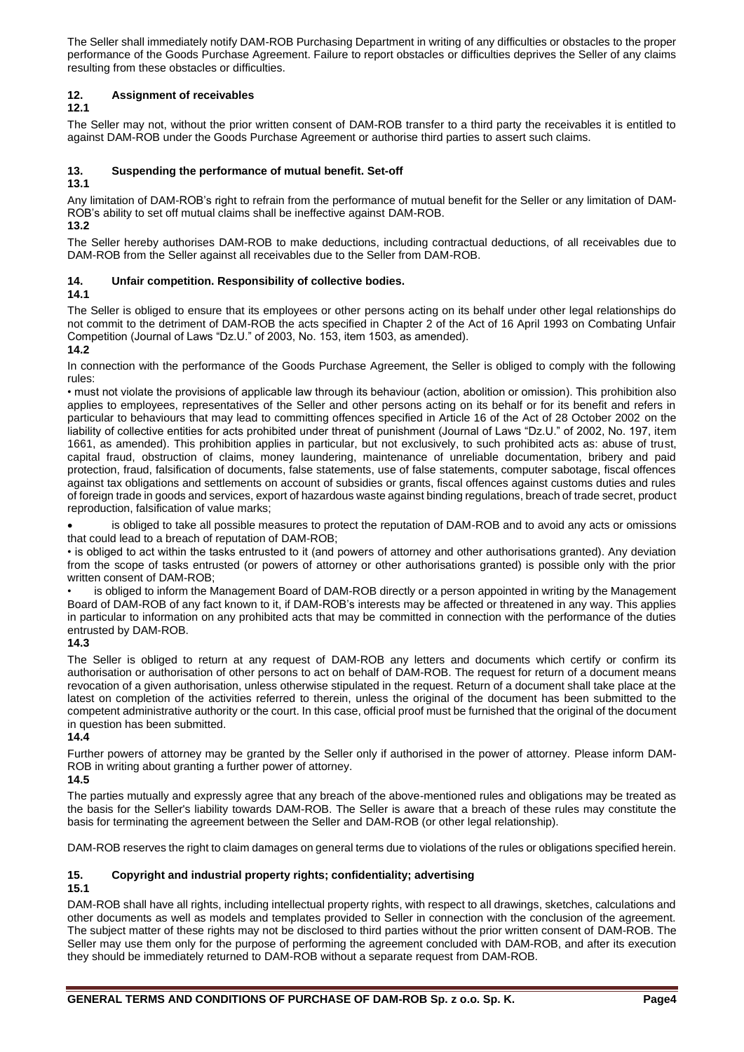The Seller shall immediately notify DAM-ROB Purchasing Department in writing of any difficulties or obstacles to the proper performance of the Goods Purchase Agreement. Failure to report obstacles or difficulties deprives the Seller of any claims resulting from these obstacles or difficulties.

## 12. Assignment of receivables

**12.1**

The Seller may not, without the prior written consent of DAM-ROB transfer to a third party the receivables it is entitled to against DAM-ROB under the Goods Purchase Agreement or authorise third parties to assert such claims.

## 13. Suspending the performance of mutual benefit. Set-off

**13.1**

Any limitation of DAM-ROB's right to refrain from the performance of mutual benefit for the Seller or any limitation of DAM-ROB's ability to set off mutual claims shall be ineffective against DAM-ROB.

**13.2**

The Seller hereby authorises DAM-ROB to make deductions, including contractual deductions, of all receivables due to DAM-ROB from the Seller against all receivables due to the Seller from DAM-ROB.

## 14. Unfair competition. Responsibility of collective bodies.

**14.1**

The Seller is obliged to ensure that its employees or other persons acting on its behalf under other legal relationships do not commit to the detriment of DAM-ROB the acts specified in Chapter 2 of the Act of 16 April 1993 on Combating Unfair Competition (Journal of Laws "Dz.U." of 2003, No. 153, item 1503, as amended).

**14.2**

In connection with the performance of the Goods Purchase Agreement, the Seller is obliged to comply with the following rules:

- must not violate the provisions of applicable law through its behaviour (action, abolition or omission). This prohibition also applies to employees, representatives of the Seller and other persons acting on its behalf or for its benefit and refers in particular to behaviours that may lead to committing offences specified in Article 16 of the Act of 28 October 2002 on the liability of collective entities for acts prohibited under threat of punishment (Journal of Laws "Dz.U." of 2002, No. 197, item 1661, as amended). This prohibition applies in particular, but not exclusively, to such prohibited acts as: abuse of trust, capital fraud, obstruction of claims, money laundering, maintenance of unreliable documentation, bribery and paid protection, fraud, falsification of documents, false statements, use of false statements, computer sabotage, fiscal offences against tax obligations and settlements on account of subsidies or grants, fiscal offences against customs duties and rules of foreign trade in goods and services, export of hazardous waste against binding regulations, breach of trade secret, product reproduction, falsification of value marks;
- is obliged to take all possible measures to protect the reputation of DAM-ROB and to avoid any acts or omissions that could lead to a breach of reputation of DAM-ROB;
- is obliged to act within the tasks entrusted to it (and powers of attorney and other authorisations granted). Any deviation from the scope of tasks entrusted (or powers of attorney or other authorisations granted) is possible only with the prior written consent of DAM-ROB;
- is obliged to inform the Management Board of DAM-ROB directly or a person appointed in writing by the Management Board of DAM-ROB of any fact known to it, if DAM-ROB's interests may be affected or threatened in any way. This applies in particular to information on any prohibited acts that may be committed in connection with the performance of the duties entrusted by DAM-ROB.

**14.3**

The Seller is obliged to return at any request of DAM-ROB any letters and documents which certify or confirm its authorisation or authorisation of other persons to act on behalf of DAM-ROB. The request for return of a document means revocation of a given authorisation, unless otherwise stipulated in the request. Return of a document shall take place at the latest on completion of the activities referred to therein, unless the original of the document has been submitted to the competent administrative authority or the court. In this case, official proof must be furnished that the original of the document in question has been submitted.

**14.4**

Further powers of attorney may be granted by the Seller only if authorised in the power of attorney. Please inform DAM-ROB in writing about granting a further power of attorney.

**14.5**

The parties mutually and expressly agree that any breach of the above-mentioned rules and obligations may be treated as the basis for the Seller's liability towards DAM-ROB. The Seller is aware that a breach of these rules may constitute the basis for terminating the agreement between the Seller and DAM-ROB (or other legal relationship).

DAM-ROB reserves the right to claim damages on general terms due to violations of the rules or obligations specified herein.

## 15. Copyright and industrial property rights; confidentiality; advertising

**15.1**

DAM-ROB shall have all rights, including intellectual property rights, with respect to all drawings, sketches, calculations and other documents as well as models and templates provided to Seller in connection with the conclusion of the agreement. The subject matter of these rights may not be disclosed to third parties without the prior written consent of DAM-ROB. The Seller may use them only for the purpose of performing the agreement concluded with DAM-ROB, and after its execution they should be immediately returned to DAM-ROB without a separate request from DAM-ROB.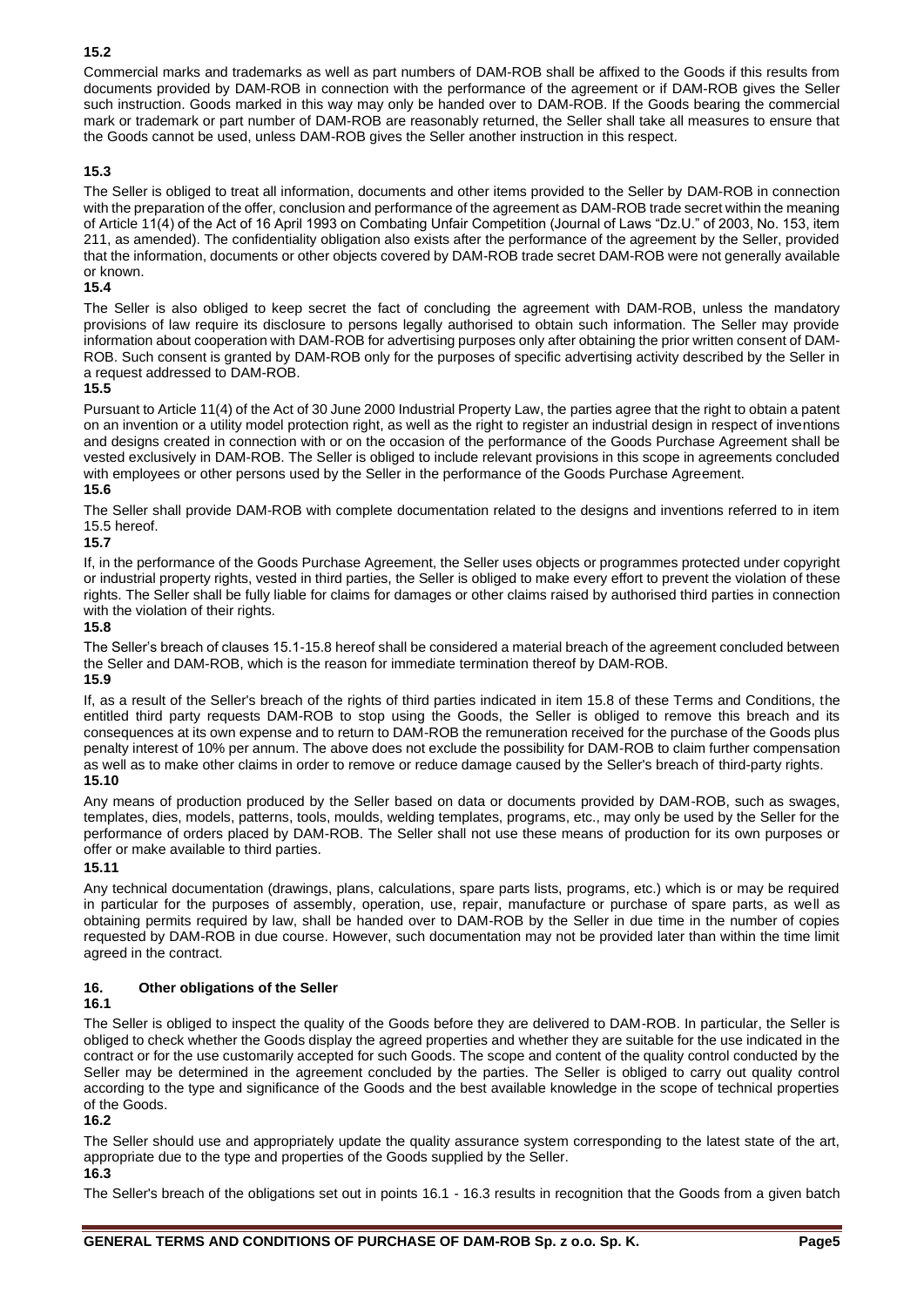**15.2**

Commercial marks and trademarks as well as part numbers of DAM-ROB shall be affixed to the Goods if this results from documents provided by DAM-ROB in connection with the performance of the agreement or if DAM-ROB gives the Seller such instruction. Goods marked in this way may only be handed over to DAM-ROB. If the Goods bearing the commercial mark or trademark or part number of DAM-ROB are reasonably returned, the Seller shall take all measures to ensure that the Goods cannot be used, unless DAM-ROB gives the Seller another instruction in this respect.

**15.3**

The Seller is obliged to treat all information, documents and other items provided to the Seller by DAM-ROB in connection with the preparation of the offer, conclusion and performance of the agreement as DAM-ROB trade secret within the meaning of Article 11(4) of the Act of 16 April 1993 on Combating Unfair Competition (Journal of Laws "Dz.U." of 2003, No. 153, item 211, as amended). The confidentiality obligation also exists after the performance of the agreement by the Seller, provided that the information, documents or other objects covered by DAM-ROB trade secret DAM-ROB were not generally available or known.

**15.4**

The Seller is also obliged to keep secret the fact of concluding the agreement with DAM-ROB, unless the mandatory provisions of law require its disclosure to persons legally authorised to obtain such information. The Seller may provide information about cooperation with DAM-ROB for advertising purposes only after obtaining the prior written consent of DAM-ROB. Such consent is granted by DAM-ROB only for the purposes of specific advertising activity described by the Seller in a request addressed to DAM-ROB.

**15.5**

Pursuant to Article 11(4) of the Act of 30 June 2000 Industrial Property Law, the parties agree that the right to obtain a patent on an invention or a utility model protection right, as well as the right to register an industrial design in respect of inventions and designs created in connection with or on the occasion of the performance of the Goods Purchase Agreement shall be vested exclusively in DAM-ROB. The Seller is obliged to include relevant provisions in this scope in agreements concluded with employees or other persons used by the Seller in the performance of the Goods Purchase Agreement.

**15.6**

The Seller shall provide DAM-ROB with complete documentation related to the designs and inventions referred to in item 15.5 hereof.

**15.7**

If, in the performance of the Goods Purchase Agreement, the Seller uses objects or programmes protected under copyright or industrial property rights, vested in third parties, the Seller is obliged to make every effort to prevent the violation of these rights. The Seller shall be fully liable for claims for damages or other claims raised by authorised third parties in connection with the violation of their rights.

**15.8**

The Seller's breach of clauses 15.1-15.8 hereof shall be considered a material breach of the agreement concluded between the Seller and DAM-ROB, which is the reason for immediate termination thereof by DAM-ROB.

**15.9**

If, as a result of the Seller's breach of the rights of third parties indicated in item 15.8 of these Terms and Conditions, the entitled third party requests DAM-ROB to stop using the Goods, the Seller is obliged to remove this breach and its consequences at its own expense and to return to DAM-ROB the remuneration received for the purchase of the Goods plus penalty interest of 10% per annum. The above does not exclude the possibility for DAM-ROB to claim further compensation as well as to make other claims in order to remove or reduce damage caused by the Seller's breach of third-party rights.

**15.10**

Any means of production produced by the Seller based on data or documents provided by DAM-ROB, such as swages, templates, dies, models, patterns, tools, moulds, welding templates, programs, etc., may only be used by the Seller for the performance of orders placed by DAM-ROB. The Seller shall not use these means of production for its own purposes or offer or make available to third parties.

**15.11**

Any technical documentation (drawings, plans, calculations, spare parts lists, programs, etc.) which is or may be required in particular for the purposes of assembly, operation, use, repair, manufacture or purchase of spare parts, as well as obtaining permits required by law, shall be handed over to DAM-ROB by the Seller in due time in the number of copies requested by DAM-ROB in due course. However, such documentation may not be provided later than within the time limit agreed in the contract.

## 16. Other obligations of the Seller

**16.1**

The Seller is obliged to inspect the quality of the Goods before they are delivered to DAM-ROB. In particular, the Seller is obliged to check whether the Goods display the agreed properties and whether they are suitable for the use indicated in the contract or for the use customarily accepted for such Goods. The scope and content of the quality control conducted by the Seller may be determined in the agreement concluded by the parties. The Seller is obliged to carry out quality control according to the type and significance of the Goods and the best available knowledge in the scope of technical properties of the Goods.

**16.2**

The Seller should use and appropriately update the quality assurance system corresponding to the latest state of the art, appropriate due to the type and properties of the Goods supplied by the Seller.

**16.3**

The Seller's breach of the obligations set out in points 16.1 - 16.3 results in recognition that the Goods from a given batch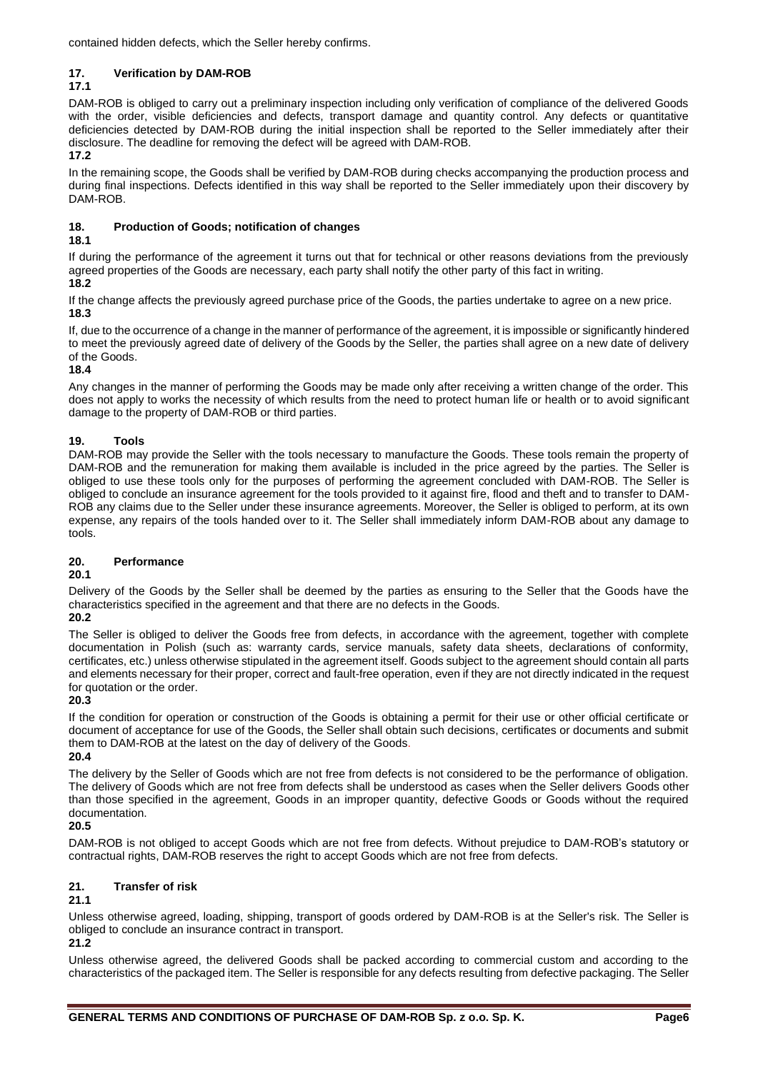contained hidden defects, which the Seller hereby confirms.

## 17. Verification by DAM-ROB

**17.1**

DAM-ROB is obliged to carry out a preliminary inspection including only verification of compliance of the delivered Goods with the order, visible deficiencies and defects, transport damage and quantity control. Any defects or quantitative deficiencies detected by DAM-ROB during the initial inspection shall be reported to the Seller immediately after their disclosure. The deadline for removing the defect will be agreed with DAM-ROB.

**17.2**

In the remaining scope, the Goods shall be verified by DAM-ROB during checks accompanying the production process and during final inspections. Defects identified in this way shall be reported to the Seller immediately upon their discovery by DAM-ROB.

## 18. Production of Goods; notification of changes

**18.1**

If during the performance of the agreement it turns out that for technical or other reasons deviations from the previously agreed properties of the Goods are necessary, each party shall notify the other party of this fact in writing.

**18.2**

If the change affects the previously agreed purchase price of the Goods, the parties undertake to agree on a new price.

**18.3**

If, due to the occurrence of a change in the manner of performance of the agreement, it is impossible or significantly hindered to meet the previously agreed date of delivery of the Goods by the Seller, the parties shall agree on a new date of delivery of the Goods.

**18.4**

Any changes in the manner of performing the Goods may be made only after receiving a written change of the order. This does not apply to works the necessity of which results from the need to protect human life or health or to avoid significant damage to the property of DAM-ROB or third parties.

## 19. Tools

DAM-ROB may provide the Seller with the tools necessary to manufacture the Goods. These tools remain the property of DAM-ROB and the remuneration for making them available is included in the price agreed by the parties. The Seller is obliged to use these tools only for the purposes of performing the agreement concluded with DAM-ROB. The Seller is obliged to conclude an insurance agreement for the tools provided to it against fire, flood and theft and to transfer to DAM-ROB any claims due to the Seller under these insurance agreements. Moreover, the Seller is obliged to perform, at its own expense, any repairs of the tools handed over to it. The Seller shall immediately inform DAM-ROB about any damage to tools.

## 20. Performance

**20.1**

Delivery of the Goods by the Seller shall be deemed by the parties as ensuring to the Seller that the Goods have the characteristics specified in the agreement and that there are no defects in the Goods.

**20.2**

The Seller is obliged to deliver the Goods free from defects, in accordance with the agreement, together with complete documentation in Polish (such as: warranty cards, service manuals, safety data sheets, declarations of conformity, certificates, etc.) unless otherwise stipulated in the agreement itself. Goods subject to the agreement should contain all parts and elements necessary for their proper, correct and fault-free operation, even if they are not directly indicated in the request for quotation or the order.

**20.3**

If the condition for operation or construction of the Goods is obtaining a permit for their use or other official certificate or document of acceptance for use of the Goods, the Seller shall obtain such decisions, certificates or documents and submit them to DAM-ROB at the latest on the day of delivery of the Goods.

**20.4**

The delivery by the Seller of Goods which are not free from defects is not considered to be the performance of obligation. The delivery of Goods which are not free from defects shall be understood as cases when the Seller delivers Goods other than those specified in the agreement, Goods in an improper quantity, defective Goods or Goods without the required documentation.

**20.5**

DAM-ROB is not obliged to accept Goods which are not free from defects. Without prejudice to DAM-ROB's statutory or contractual rights, DAM-ROB reserves the right to accept Goods which are not free from defects.

## 21. Transfer of risk

**21.1**

Unless otherwise agreed, loading, shipping, transport of goods ordered by DAM-ROB is at the Seller's risk. The Seller is obliged to conclude an insurance contract in transport.

**21.2**

Unless otherwise agreed, the delivered Goods shall be packed according to commercial custom and according to the characteristics of the packaged item. The Seller is responsible for any defects resulting from defective packaging. The Seller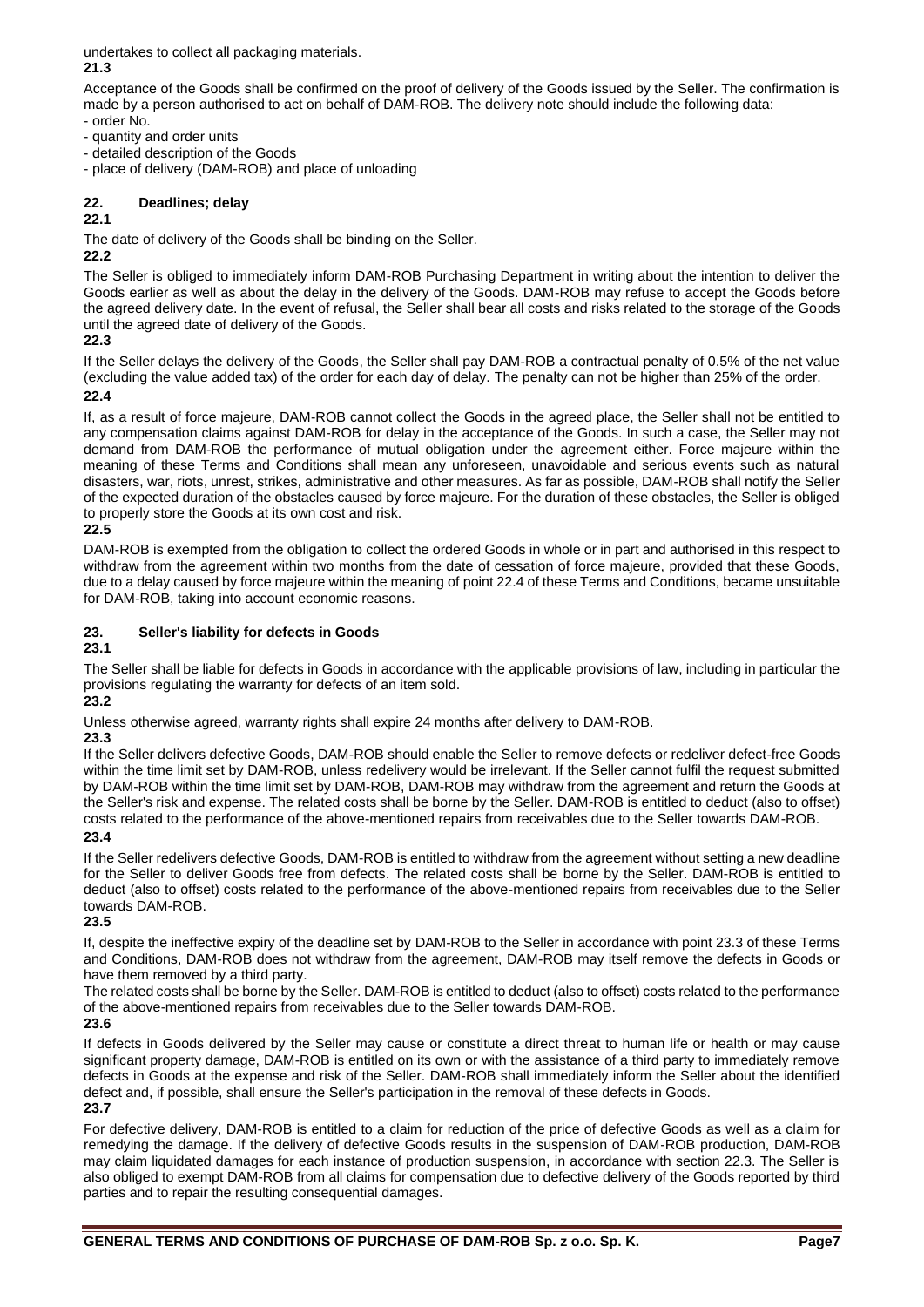undertakes to collect all packaging materials.

**21.3**

Acceptance of the Goods shall be confirmed on the proof of delivery of the Goods issued by the Seller. The confirmation is made by a person authorised to act on behalf of DAM-ROB. The delivery note should include the following data:

- order No.
- quantity and order units
- detailed description of the Goods
- place of delivery (DAM-ROB) and place of unloading

## 22. Deadlines; delay

**22.1**

The date of delivery of the Goods shall be binding on the Seller.

**22.2**

The Seller is obliged to immediately inform DAM-ROB Purchasing Department in writing about the intention to deliver the Goods earlier as well as about the delay in the delivery of the Goods. DAM-ROB may refuse to accept the Goods before the agreed delivery date. In the event of refusal, the Seller shall bear all costs and risks related to the storage of the Goods until the agreed date of delivery of the Goods.

**22.3**

If the Seller delays the delivery of the Goods, the Seller shall pay DAM-ROB a contractual penalty of 0.5% of the net value (excluding the value added tax) of the order for each day of delay. The penalty can not be higher than 25% of the order.

**22.4**

If, as a result of force majeure, DAM-ROB cannot collect the Goods in the agreed place, the Seller shall not be entitled to any compensation claims against DAM-ROB for delay in the acceptance of the Goods. In such a case, the Seller may not demand from DAM-ROB the performance of mutual obligation under the agreement either. Force majeure within the meaning of these Terms and Conditions shall mean any unforeseen, unavoidable and serious events such as natural disasters, war, riots, unrest, strikes, administrative and other measures. As far as possible, DAM-ROB shall notify the Seller of the expected duration of the obstacles caused by force majeure. For the duration of these obstacles, the Seller is obliged to properly store the Goods at its own cost and risk.

**22.5**

DAM-ROB is exempted from the obligation to collect the ordered Goods in whole or in part and authorised in this respect to withdraw from the agreement within two months from the date of cessation of force majeure, provided that these Goods, due to a delay caused by force majeure within the meaning of point 22.4 of these Terms and Conditions, became unsuitable for DAM-ROB, taking into account economic reasons.

## 23. Seller's liability for defects in Goods

**23.1**

The Seller shall be liable for defects in Goods in accordance with the applicable provisions of law, including in particular the provisions regulating the warranty for defects of an item sold.

**23.2**

Unless otherwise agreed, warranty rights shall expire 24 months after delivery to DAM-ROB.

**23.3**

If the Seller delivers defective Goods, DAM-ROB should enable the Seller to remove defects or redeliver defect-free Goods within the time limit set by DAM-ROB, unless redelivery would be irrelevant. If the Seller cannot fulfil the request submitted by DAM-ROB within the time limit set by DAM-ROB, DAM-ROB may withdraw from the agreement and return the Goods at the Seller's risk and expense. The related costs shall be borne by the Seller. DAM-ROB is entitled to deduct (also to offset) costs related to the performance of the above-mentioned repairs from receivables due to the Seller towards DAM-ROB.

**23.4**

If the Seller redelivers defective Goods, DAM-ROB is entitled to withdraw from the agreement without setting a new deadline for the Seller to deliver Goods free from defects. The related costs shall be borne by the Seller. DAM-ROB is entitled to deduct (also to offset) costs related to the performance of the above-mentioned repairs from receivables due to the Seller towards DAM-ROB.

**23.5**

If, despite the ineffective expiry of the deadline set by DAM-ROB to the Seller in accordance with point 23.3 of these Terms and Conditions, DAM-ROB does not withdraw from the agreement, DAM-ROB may itself remove the defects in Goods or have them removed by a third party.

The related costs shall be borne by the Seller. DAM-ROB is entitled to deduct (also to offset) costs related to the performance of the above-mentioned repairs from receivables due to the Seller towards DAM-ROB.

**23.6**

If defects in Goods delivered by the Seller may cause or constitute a direct threat to human life or health or may cause significant property damage, DAM-ROB is entitled on its own or with the assistance of a third party to immediately remove defects in Goods at the expense and risk of the Seller. DAM-ROB shall immediately inform the Seller about the identified defect and, if possible, shall ensure the Seller's participation in the removal of these defects in Goods.

**23.7**

For defective delivery, DAM-ROB is entitled to a claim for reduction of the price of defective Goods as well as a claim for remedying the damage. If the delivery of defective Goods results in the suspension of DAM-ROB production, DAM-ROB may claim liquidated damages for each instance of production suspension, in accordance with section 22.3. The Seller is also obliged to exempt DAM-ROB from all claims for compensation due to defective delivery of the Goods reported by third parties and to repair the resulting consequential damages.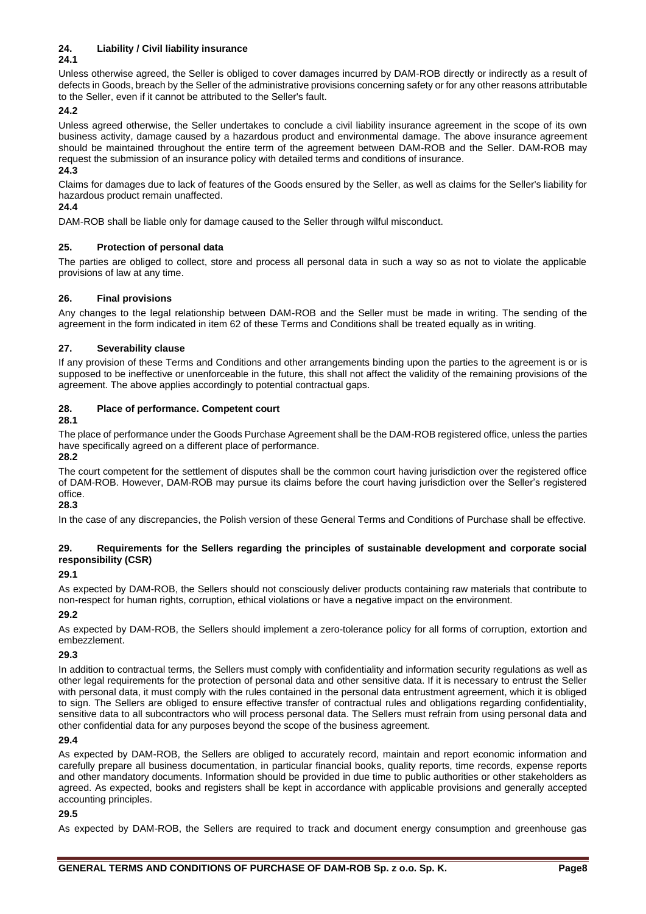## 24. Liability / Civil liability insurance

**24.1**

Unless otherwise agreed, the Seller is obliged to cover damages incurred by DAM-ROB directly or indirectly as a result of defects in Goods, breach by the Seller of the administrative provisions concerning safety or for any other reasons attributable to the Seller, even if it cannot be attributed to the Seller's fault.

**24.2**

Unless agreed otherwise, the Seller undertakes to conclude a civil liability insurance agreement in the scope of its own business activity, damage caused by a hazardous product and environmental damage. The above insurance agreement should be maintained throughout the entire term of the agreement between DAM-ROB and the Seller. DAM-ROB may request the submission of an insurance policy with detailed terms and conditions of insurance.

**24.3**

Claims for damages due to lack of features of the Goods ensured by the Seller, as well as claims for the Seller's liability for hazardous product remain unaffected.

**24.4**

DAM-ROB shall be liable only for damage caused to the Seller through wilful misconduct.

## 25. Protection of personal data

The parties are obliged to collect, store and process all personal data in such a way so as not to violate the applicable provisions of law at any time.

## 26. Final provisions

Any changes to the legal relationship between DAM-ROB and the Seller must be made in writing. The sending of the agreement in the form indicated in item 62 of these Terms and Conditions shall be treated equally as in writing.

## 27. Severability clause

If any provision of these Terms and Conditions and other arrangements binding upon the parties to the agreement is or is supposed to be ineffective or unenforceable in the future, this shall not affect the validity of the remaining provisions of the agreement. The above applies accordingly to potential contractual gaps.

## 28. Place of performance. Competent court

**28.1**

The place of performance under the Goods Purchase Agreement shall be the DAM-ROB registered office, unless the parties have specifically agreed on a different place of performance.

**28.2**

The court competent for the settlement of disputes shall be the common court having jurisdiction over the registered office of DAM-ROB. However, DAM-ROB may pursue its claims before the court having jurisdiction over the Seller's registered office.

**28.3**

In the case of any discrepancies, the Polish version of these General Terms and Conditions of Purchase shall be effective.

## 29. Requirements for the Sellers regarding the principles of sustainable development and corporate social responsibility (CSR)

**29.1**

As expected by DAM-ROB, the Sellers should not consciously deliver products containing raw materials that contribute to non-respect for human rights, corruption, ethical violations or have a negative impact on the environment.

**29.2**

As expected by DAM-ROB, the Sellers should implement a zero-tolerance policy for all forms of corruption, extortion and embezzlement.

**29.3**

In addition to contractual terms, the Sellers must comply with confidentiality and information security regulations as well as other legal requirements for the protection of personal data and other sensitive data. If it is necessary to entrust the Seller with personal data, it must comply with the rules contained in the personal data entrustment agreement, which it is obliged to sign. The Sellers are obliged to ensure effective transfer of contractual rules and obligations regarding confidentiality, sensitive data to all subcontractors who will process personal data. The Sellers must refrain from using personal data and other confidential data for any purposes beyond the scope of the business agreement.

**29.4**

As expected by DAM-ROB, the Sellers are obliged to accurately record, maintain and report economic information and carefully prepare all business documentation, in particular financial books, quality reports, time records, expense reports and other mandatory documents. Information should be provided in due time to public authorities or other stakeholders as agreed. As expected, books and registers shall be kept in accordance with applicable provisions and generally accepted accounting principles.

**29.5**

As expected by DAM-ROB, the Sellers are required to track and document energy consumption and greenhouse gas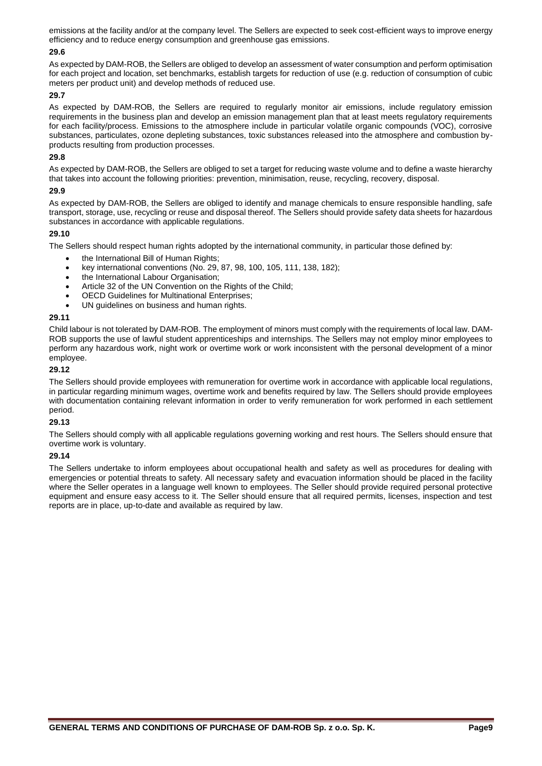emissions at the facility and/or at the company level. The Sellers are expected to seek cost-efficient ways to improve energy efficiency and to reduce energy consumption and greenhouse gas emissions.

**29.6**

As expected by DAM-ROB, the Sellers are obliged to develop an assessment of water consumption and perform optimisation for each project and location, set benchmarks, establish targets for reduction of use (e.g. reduction of consumption of cubic meters per product unit) and develop methods of reduced use.

**29.7**

As expected by DAM-ROB, the Sellers are required to regularly monitor air emissions, include regulatory emission requirements in the business plan and develop an emission management plan that at least meets regulatory requirements for each facility/process. Emissions to the atmosphere include in particular volatile organic compounds (VOC), corrosive substances, particulates, ozone depleting substances, toxic substances released into the atmosphere and combustion by-products resulting from production processes.

**29.8**

As expected by DAM-ROB, the Sellers are obliged to set a target for reducing waste volume and to define a waste hierarchy that takes into account the following priorities: prevention, minimisation, reuse, recycling, recovery, disposal.

**29.9**

As expected by DAM-ROB, the Sellers are obliged to identify and manage chemicals to ensure responsible handling, safe transport, storage, use, recycling or reuse and disposal thereof. The Sellers should provide safety data sheets for hazardous substances in accordance with applicable regulations.

**29.10**

The Sellers should respect human rights adopted by the international community, in particular those defined by:

- the International Bill of Human Rights;
- key international conventions (No. 29, 87, 98, 100, 105, 111, 138, 182);
- the International Labour Organisation;
- Article 32 of the UN Convention on the Rights of the Child;
- OECD Guidelines for Multinational Enterprises;
- UN guidelines on business and human rights.

**29.11**

Child labour is not tolerated by DAM-ROB. The employment of minors must comply with the requirements of local law. DAM-ROB supports the use of lawful student apprenticeships and internships. The Sellers may not employ minor employees to perform any hazardous work, night work or overtime work or work inconsistent with the personal development of a minor employee.

**29.12**

The Sellers should provide employees with remuneration for overtime work in accordance with applicable local regulations, in particular regarding minimum wages, overtime work and benefits required by law. The Sellers should provide employees with documentation containing relevant information in order to verify remuneration for work performed in each settlement period.

**29.13**

The Sellers should comply with all applicable regulations governing working and rest hours. The Sellers should ensure that overtime work is voluntary.

**29.14**

The Sellers undertake to inform employees about occupational health and safety as well as procedures for dealing with emergencies or potential threats to safety. All necessary safety and evacuation information should be placed in the facility where the Seller operates in a language well known to employees. The Seller should provide required personal protective equipment and ensure easy access to it. The Seller should ensure that all required permits, licenses, inspection and test reports are in place, up-to-date and available as required by law.